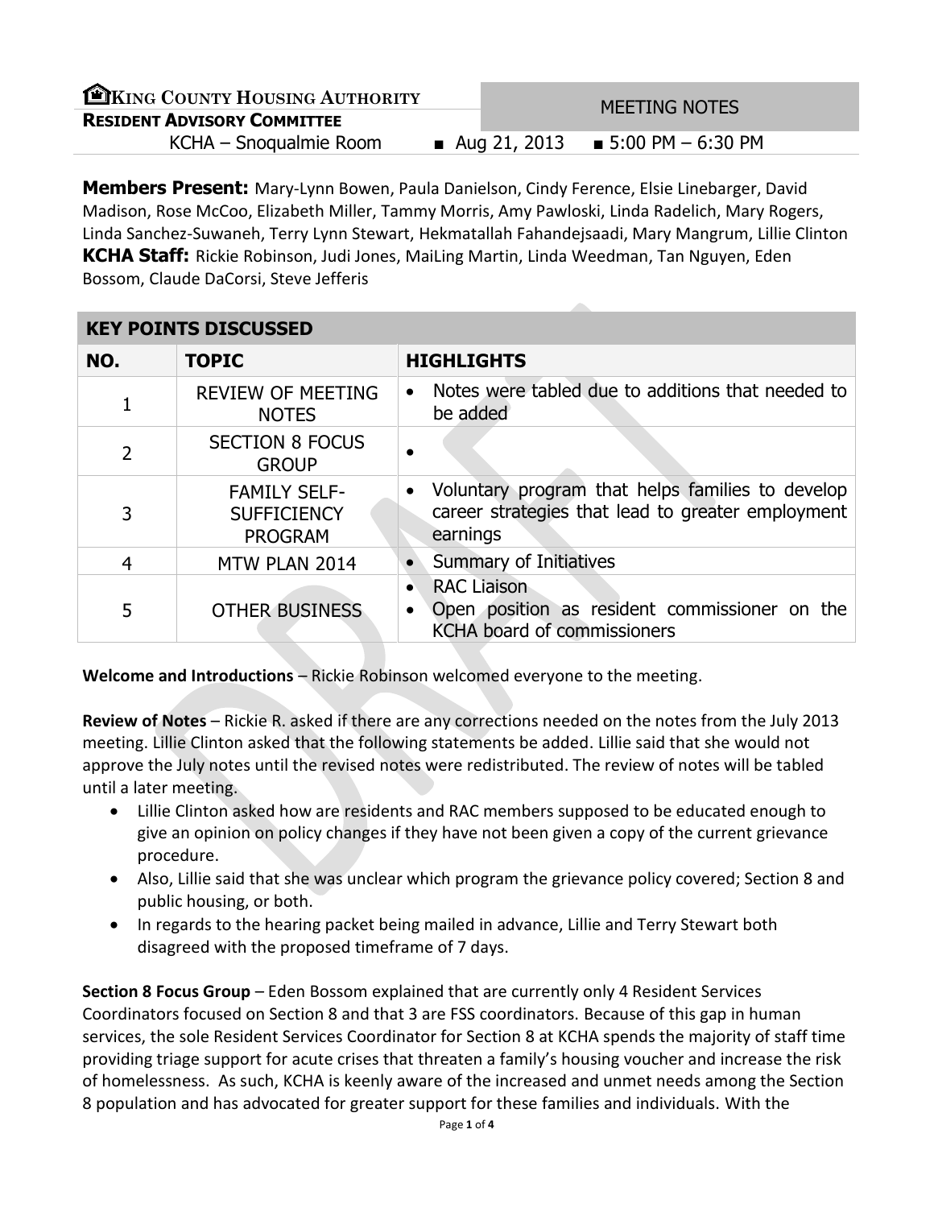**KING COUNTY HOUSING AUTHORITY**
**RESIDENT ADVISORY COMMITTEE**

MEETING NOTES

KCHA – Snoqualmie Room ■ Aug 21, 2013 ■ 5:00 PM – 6:30 PM

**Members Present:** Mary-Lynn Bowen, Paula Danielson, Cindy Ference, Elsie Linebarger, David Madison, Rose McCoo, Elizabeth Miller, Tammy Morris, Amy Pawloski, Linda Radelich, Mary Rogers, Linda Sanchez-Suwaneh, Terry Lynn Stewart, Hekmatallah Fahandejsaadi, Mary Mangrum, Lillie Clinton
**KCHA Staff:** Rickie Robinson, Judi Jones, MaiLing Martin, Linda Weedman, Tan Nguyen, Eden Bossom, Claude DaCorsi, Steve Jefferis

**KEY POINTS DISCUSSED**

| NO. | TOPIC | HIGHLIGHTS |
| --- | --- | --- |
| 1 | REVIEW OF MEETING NOTES | • Notes were tabled due to additions that needed to be added |
| 2 | SECTION 8 FOCUS GROUP | • |
| 3 | FAMILY SELF-SUFFICIENCY PROGRAM | • Voluntary program that helps families to develop career strategies that lead to greater employment earnings |
| 4 | MTW PLAN 2014 | • Summary of Initiatives |
| 5 | OTHER BUSINESS | • RAC Liaison<br>• Open position as resident commissioner on the KCHA board of commissioners |

**Welcome and Introductions** – Rickie Robinson welcomed everyone to the meeting.

**Review of Notes** – Rickie R. asked if there are any corrections needed on the notes from the July 2013 meeting. Lillie Clinton asked that the following statements be added. Lillie said that she would not approve the July notes until the revised notes were redistributed. The review of notes will be tabled until a later meeting.

- Lillie Clinton asked how are residents and RAC members supposed to be educated enough to give an opinion on policy changes if they have not been given a copy of the current grievance procedure.
- Also, Lillie said that she was unclear which program the grievance policy covered; Section 8 and public housing, or both.
- In regards to the hearing packet being mailed in advance, Lillie and Terry Stewart both disagreed with the proposed timeframe of 7 days.

**Section 8 Focus Group** – Eden Bossom explained that are currently only 4 Resident Services Coordinators focused on Section 8 and that 3 are FSS coordinators. Because of this gap in human services, the sole Resident Services Coordinator for Section 8 at KCHA spends the majority of staff time providing triage support for acute crises that threaten a family's housing voucher and increase the risk of homelessness. As such, KCHA is keenly aware of the increased and unmet needs among the Section 8 population and has advocated for greater support for these families and individuals. With the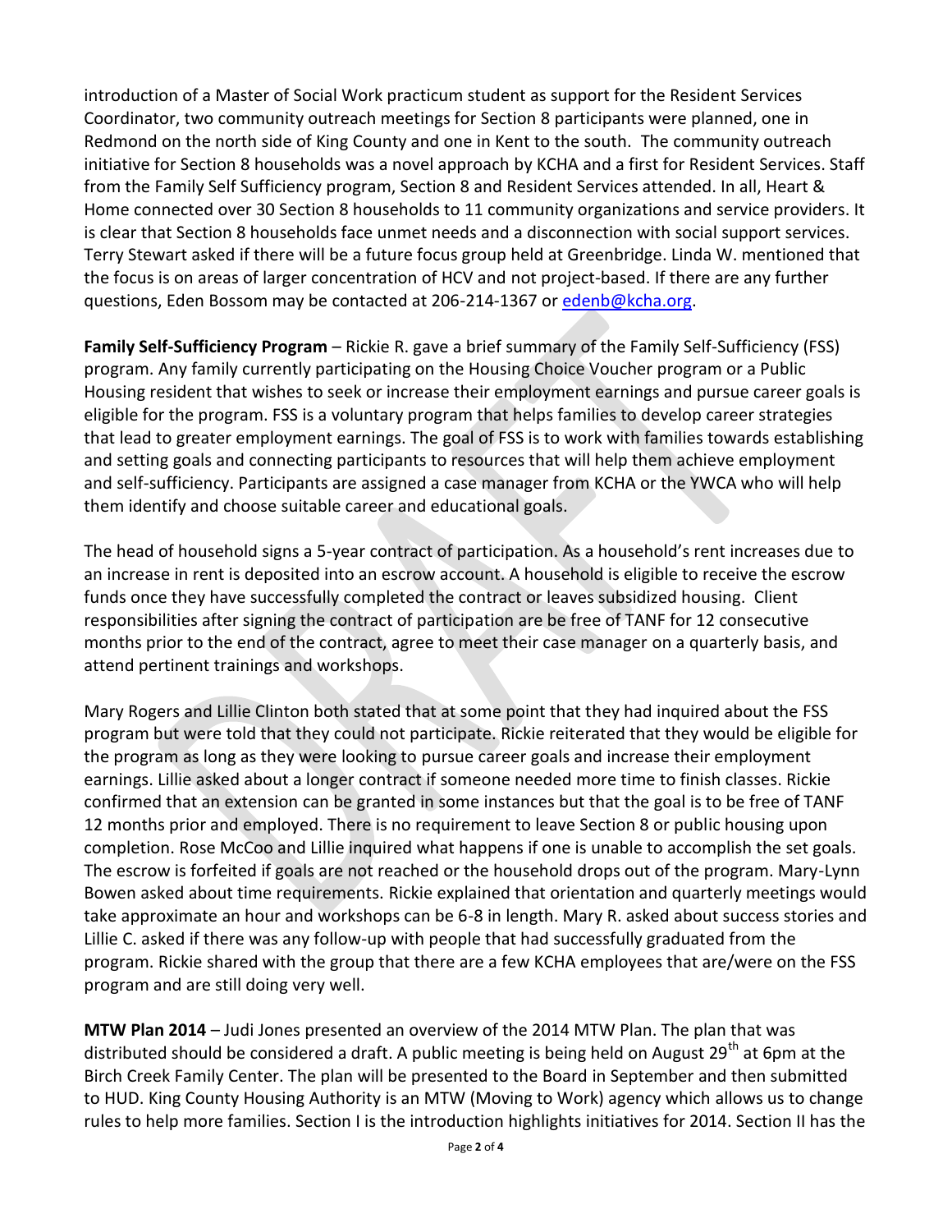introduction of a Master of Social Work practicum student as support for the Resident Services Coordinator, two community outreach meetings for Section 8 participants were planned, one in Redmond on the north side of King County and one in Kent to the south. The community outreach initiative for Section 8 households was a novel approach by KCHA and a first for Resident Services. Staff from the Family Self Sufficiency program, Section 8 and Resident Services attended. In all, Heart & Home connected over 30 Section 8 households to 11 community organizations and service providers. It is clear that Section 8 households face unmet needs and a disconnection with social support services. Terry Stewart asked if there will be a future focus group held at Greenbridge. Linda W. mentioned that the focus is on areas of larger concentration of HCV and not project-based. If there are any further questions, Eden Bossom may be contacted at 206-214-1367 or edenb@kcha.org.

**Family Self-Sufficiency Program** – Rickie R. gave a brief summary of the Family Self-Sufficiency (FSS) program. Any family currently participating on the Housing Choice Voucher program or a Public Housing resident that wishes to seek or increase their employment earnings and pursue career goals is eligible for the program. FSS is a voluntary program that helps families to develop career strategies that lead to greater employment earnings. The goal of FSS is to work with families towards establishing and setting goals and connecting participants to resources that will help them achieve employment and self-sufficiency. Participants are assigned a case manager from KCHA or the YWCA who will help them identify and choose suitable career and educational goals.

The head of household signs a 5-year contract of participation. As a household's rent increases due to an increase in rent is deposited into an escrow account. A household is eligible to receive the escrow funds once they have successfully completed the contract or leaves subsidized housing. Client responsibilities after signing the contract of participation are be free of TANF for 12 consecutive months prior to the end of the contract, agree to meet their case manager on a quarterly basis, and attend pertinent trainings and workshops.

Mary Rogers and Lillie Clinton both stated that at some point that they had inquired about the FSS program but were told that they could not participate. Rickie reiterated that they would be eligible for the program as long as they were looking to pursue career goals and increase their employment earnings. Lillie asked about a longer contract if someone needed more time to finish classes. Rickie confirmed that an extension can be granted in some instances but that the goal is to be free of TANF 12 months prior and employed. There is no requirement to leave Section 8 or public housing upon completion. Rose McCoo and Lillie inquired what happens if one is unable to accomplish the set goals. The escrow is forfeited if goals are not reached or the household drops out of the program. Mary-Lynn Bowen asked about time requirements. Rickie explained that orientation and quarterly meetings would take approximate an hour and workshops can be 6-8 in length. Mary R. asked about success stories and Lillie C. asked if there was any follow-up with people that had successfully graduated from the program. Rickie shared with the group that there are a few KCHA employees that are/were on the FSS program and are still doing very well.

**MTW Plan 2014** – Judi Jones presented an overview of the 2014 MTW Plan. The plan that was distributed should be considered a draft. A public meeting is being held on August 29th at 6pm at the Birch Creek Family Center. The plan will be presented to the Board in September and then submitted to HUD. King County Housing Authority is an MTW (Moving to Work) agency which allows us to change rules to help more families. Section I is the introduction highlights initiatives for 2014. Section II has the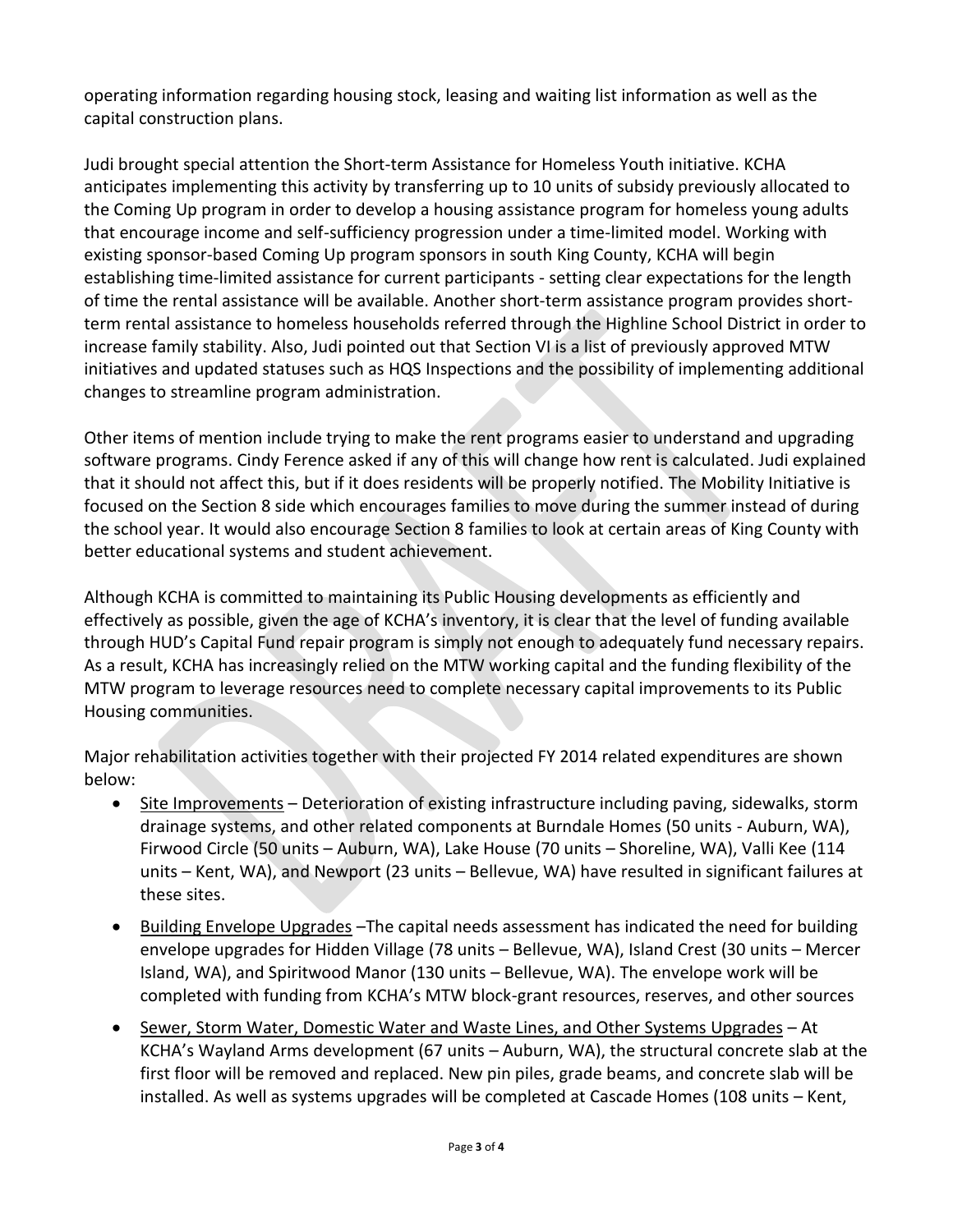operating information regarding housing stock, leasing and waiting list information as well as the capital construction plans.

Judi brought special attention the Short-term Assistance for Homeless Youth initiative. KCHA anticipates implementing this activity by transferring up to 10 units of subsidy previously allocated to the Coming Up program in order to develop a housing assistance program for homeless young adults that encourage income and self-sufficiency progression under a time-limited model. Working with existing sponsor-based Coming Up program sponsors in south King County, KCHA will begin establishing time-limited assistance for current participants - setting clear expectations for the length of time the rental assistance will be available. Another short-term assistance program provides short-term rental assistance to homeless households referred through the Highline School District in order to increase family stability. Also, Judi pointed out that Section VI is a list of previously approved MTW initiatives and updated statuses such as HQS Inspections and the possibility of implementing additional changes to streamline program administration.

Other items of mention include trying to make the rent programs easier to understand and upgrading software programs. Cindy Ference asked if any of this will change how rent is calculated. Judi explained that it should not affect this, but if it does residents will be properly notified. The Mobility Initiative is focused on the Section 8 side which encourages families to move during the summer instead of during the school year. It would also encourage Section 8 families to look at certain areas of King County with better educational systems and student achievement.

Although KCHA is committed to maintaining its Public Housing developments as efficiently and effectively as possible, given the age of KCHA's inventory, it is clear that the level of funding available through HUD's Capital Fund repair program is simply not enough to adequately fund necessary repairs. As a result, KCHA has increasingly relied on the MTW working capital and the funding flexibility of the MTW program to leverage resources need to complete necessary capital improvements to its Public Housing communities.

Major rehabilitation activities together with their projected FY 2014 related expenditures are shown below:

- <u>Site Improvements</u> – Deterioration of existing infrastructure including paving, sidewalks, storm drainage systems, and other related components at Burndale Homes (50 units - Auburn, WA), Firwood Circle (50 units – Auburn, WA), Lake House (70 units – Shoreline, WA), Valli Kee (114 units – Kent, WA), and Newport (23 units – Bellevue, WA) have resulted in significant failures at these sites.
- <u>Building Envelope Upgrades</u> –The capital needs assessment has indicated the need for building envelope upgrades for Hidden Village (78 units – Bellevue, WA), Island Crest (30 units – Mercer Island, WA), and Spiritwood Manor (130 units – Bellevue, WA). The envelope work will be completed with funding from KCHA's MTW block-grant resources, reserves, and other sources
- <u>Sewer, Storm Water, Domestic Water and Waste Lines, and Other Systems Upgrades</u> – At KCHA's Wayland Arms development (67 units – Auburn, WA), the structural concrete slab at the first floor will be removed and replaced. New pin piles, grade beams, and concrete slab will be installed. As well as systems upgrades will be completed at Cascade Homes (108 units – Kent,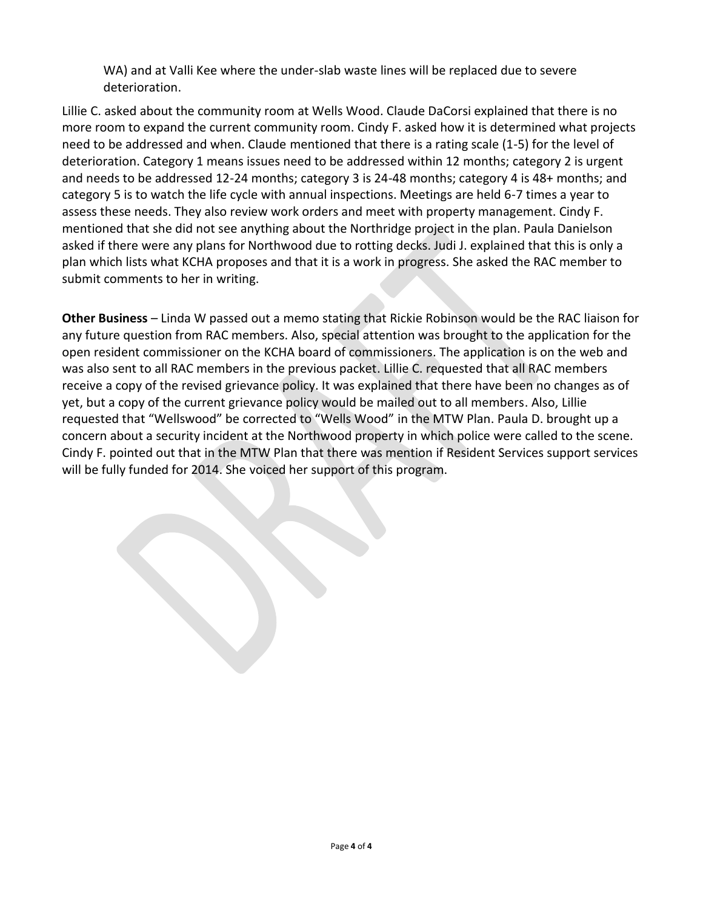WA) and at Valli Kee where the under-slab waste lines will be replaced due to severe deterioration.

Lillie C. asked about the community room at Wells Wood. Claude DaCorsi explained that there is no more room to expand the current community room. Cindy F. asked how it is determined what projects need to be addressed and when. Claude mentioned that there is a rating scale (1-5) for the level of deterioration. Category 1 means issues need to be addressed within 12 months; category 2 is urgent and needs to be addressed 12-24 months; category 3 is 24-48 months; category 4 is 48+ months; and category 5 is to watch the life cycle with annual inspections. Meetings are held 6-7 times a year to assess these needs. They also review work orders and meet with property management. Cindy F. mentioned that she did not see anything about the Northridge project in the plan. Paula Danielson asked if there were any plans for Northwood due to rotting decks. Judi J. explained that this is only a plan which lists what KCHA proposes and that it is a work in progress. She asked the RAC member to submit comments to her in writing.

**Other Business** – Linda W passed out a memo stating that Rickie Robinson would be the RAC liaison for any future question from RAC members. Also, special attention was brought to the application for the open resident commissioner on the KCHA board of commissioners. The application is on the web and was also sent to all RAC members in the previous packet. Lillie C. requested that all RAC members receive a copy of the revised grievance policy. It was explained that there have been no changes as of yet, but a copy of the current grievance policy would be mailed out to all members. Also, Lillie requested that "Wellswood" be corrected to "Wells Wood" in the MTW Plan. Paula D. brought up a concern about a security incident at the Northwood property in which police were called to the scene. Cindy F. pointed out that in the MTW Plan that there was mention if Resident Services support services will be fully funded for 2014. She voiced her support of this program.